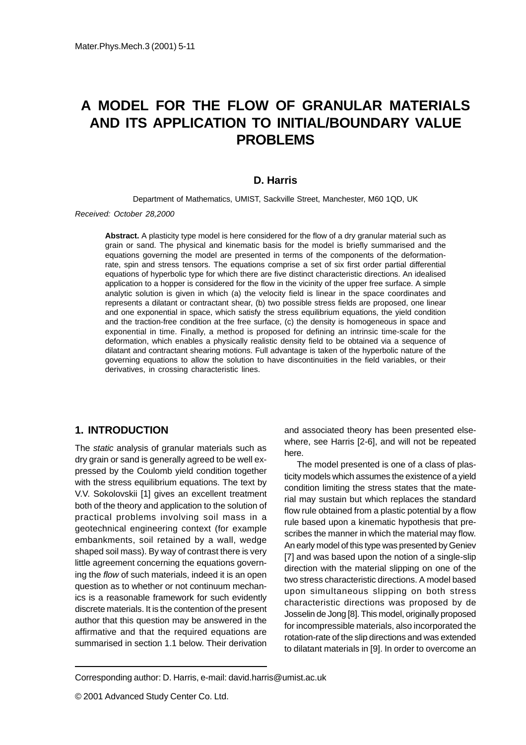# A MODEL FOR THE FLOW OF GRANULAR MATERIALS AND ITS APPLICATION TO INITIAL/BOUNDARY VALUE PROBLEMS

**D. Harris**

Department of Mathematics, UMIST, Sackville Street, Manchester, M60 1QD, UK

*Received: October 28,2000*

**Abstract.** A plasticity type model is here considered for the flow of a dry granular material such as grain or sand. The physical and kinematic basis for the model is briefly summarised and the equations governing the model are presented in terms of the components of the deformation-rate, spin and stress tensors. The equations comprise a set of six first order partial differential equations of hyperbolic type for which there are five distinct characteristic directions. An idealised application to a hopper is considered for the flow in the vicinity of the upper free surface. A simple analytic solution is given in which (a) the velocity field is linear in the space coordinates and represents a dilatant or contractant shear, (b) two possible stress fields are proposed, one linear and one exponential in space, which satisfy the stress equilibrium equations, the yield condition and the traction-free condition at the free surface, (c) the density is homogeneous in space and exponential in time. Finally, a method is proposed for defining an intrinsic time-scale for the deformation, which enables a physically realistic density field to be obtained via a sequence of dilatant and contractant shearing motions. Full advantage is taken of the hyperbolic nature of the governing equations to allow the solution to have discontinuities in the field variables, or their derivatives, in crossing characteristic lines.

## 1. INTRODUCTION

The *static* analysis of granular materials such as dry grain or sand is generally agreed to be well expressed by the Coulomb yield condition together with the stress equilibrium equations. The text by V.V. Sokolovskii [1] gives an excellent treatment both of the theory and application to the solution of practical problems involving soil mass in a geotechnical engineering context (for example embankments, soil retained by a wall, wedge shaped soil mass). By way of contrast there is very little agreement concerning the equations governing the *flow* of such materials, indeed it is an open question as to whether or not continuum mechanics is a reasonable framework for such evidently discrete materials. It is the contention of the present author that this question may be answered in the affirmative and that the required equations are summarised in section 1.1 below. Their derivation and associated theory has been presented elsewhere, see Harris [2-6], and will not be repeated here.

The model presented is one of a class of plasticity models which assumes the existence of a yield condition limiting the stress states that the material may sustain but which replaces the standard flow rule obtained from a plastic potential by a flow rule based upon a kinematic hypothesis that prescribes the manner in which the material may flow. An early model of this type was presented by Geniev [7] and was based upon the notion of a single-slip direction with the material slipping on one of the two stress characteristic directions. A model based upon simultaneous slipping on both stress characteristic directions was proposed by de Josselin de Jong [8]. This model, originally proposed for incompressible materials, also incorporated the rotation-rate of the slip directions and was extended to dilatant materials in [9]. In order to overcome an

Corresponding author: D. Harris, e-mail: david.harris@umist.ac.uk

© 2001 Advanced Study Center Co. Ltd.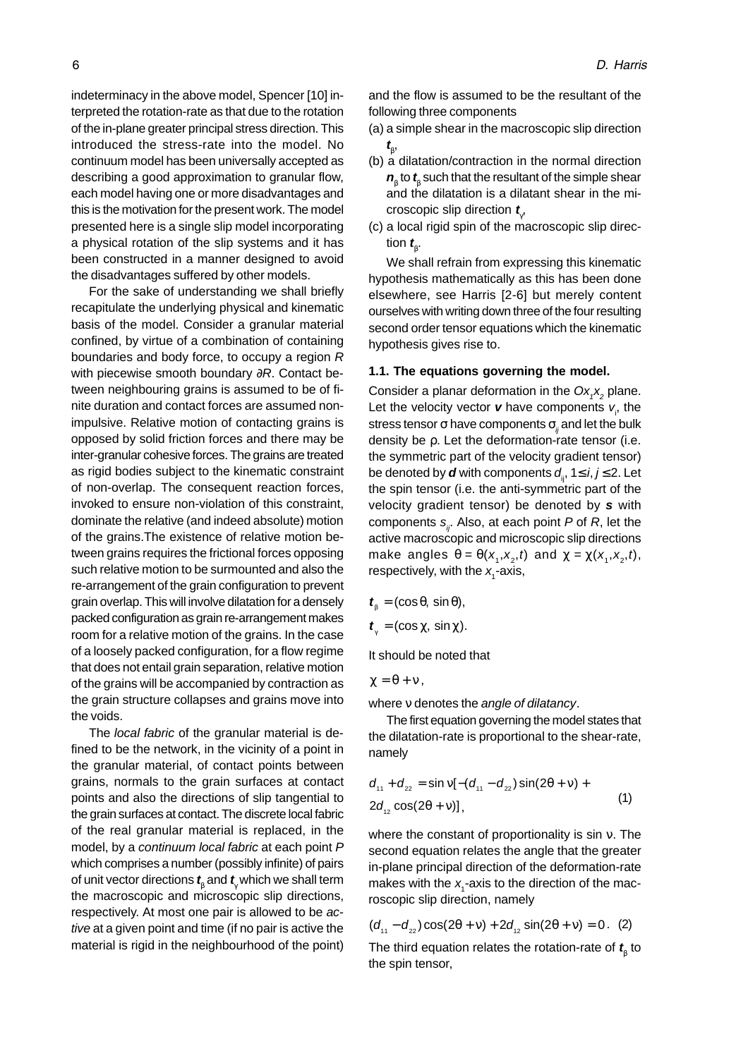indeterminacy in the above model, Spencer [10] interpreted the rotation-rate as that due to the rotation of the in-plane greater principal stress direction. This introduced the stress-rate into the model. No continuum model has been universally accepted as describing a good approximation to granular flow, each model having one or more disadvantages and this is the motivation for the present work. The model presented here is a single slip model incorporating a physical rotation of the slip systems and it has been constructed in a manner designed to avoid the disadvantages suffered by other models.

For the sake of understanding we shall briefly recapitulate the underlying physical and kinematic basis of the model. Consider a granular material confined, by virtue of a combination of containing boundaries and body force, to occupy a region $R$ with piecewise smooth boundary $\partial R$. Contact between neighbouring grains is assumed to be of finite duration and contact forces are assumed non-impulsive. Relative motion of contacting grains is opposed by solid friction forces and there may be inter-granular cohesive forces. The grains are treated as rigid bodies subject to the kinematic constraint of non-overlap. The consequent reaction forces, invoked to ensure non-violation of this constraint, dominate the relative (and indeed absolute) motion of the grains.The existence of relative motion between grains requires the frictional forces opposing such relative motion to be surmounted and also the re-arrangement of the grain configuration to prevent grain overlap. This will involve dilatation for a densely packed configuration as grain re-arrangement makes room for a relative motion of the grains. In the case of a loosely packed configuration, for a flow regime that does not entail grain separation, relative motion of the grains will be accompanied by contraction as the grain structure collapses and grains move into the voids.

The *local fabric* of the granular material is defined to be the network, in the vicinity of a point in the granular material, of contact points between grains, normals to the grain surfaces at contact points and also the directions of slip tangential to the grain surfaces at contact. The discrete local fabric of the real granular material is replaced, in the model, by a *continuum local fabric* at each point $P$ which comprises a number (possibly infinite) of pairs of unit vector directions $\boldsymbol{t}_\beta$ and $\boldsymbol{t}_\gamma$ which we shall term the macroscopic and microscopic slip directions, respectively. At most one pair is allowed to be *active* at a given point and time (if no pair is active the material is rigid in the neighbourhood of the point) and the flow is assumed to be the resultant of the following three components

(a) a simple shear in the macroscopic slip direction $\boldsymbol{t}_\beta$,

(b) a dilatation/contraction in the normal direction $\boldsymbol{n}_\beta$ to $\boldsymbol{t}_\beta$ such that the resultant of the simple shear and the dilatation is a dilatant shear in the microscopic slip direction $\boldsymbol{t}_\gamma$,

(c) a local rigid spin of the macroscopic slip direction $\boldsymbol{t}_\beta$.

We shall refrain from expressing this kinematic hypothesis mathematically as this has been done elsewhere, see Harris [2-6] but merely content ourselves with writing down three of the four resulting second order tensor equations which the kinematic hypothesis gives rise to.

### 1.1. The equations governing the model.

Consider a planar deformation in the $Ox_1x_2$ plane. Let the velocity vector $\boldsymbol{v}$ have components $v_i$, the stress tensor $\sigma$ have components $\sigma_{ij}$ and let the bulk density be $\rho$. Let the deformation-rate tensor (i.e. the symmetric part of the velocity gradient tensor) be denoted by $\boldsymbol{d}$ with components $d_{ij}$, $1 \le i, j \le 2$. Let the spin tensor (i.e. the anti-symmetric part of the velocity gradient tensor) be denoted by $\boldsymbol{s}$ with components $s_{ij}$. Also, at each point $P$ of $R$, let the active macroscopic and microscopic slip directions make angles $\theta = \theta(x_1, x_2, t)$ and $\chi = \chi(x_1, x_2, t)$, respectively, with the $x_1$-axis,

$$\boldsymbol{t}_\beta = (\cos\theta,\ \sin\theta),$$

$$\boldsymbol{t}_\gamma = (\cos\chi,\ \sin\chi).$$

It should be noted that

$$\chi = \theta + \nu,$$

where $\nu$ denotes the *angle of dilatancy*.

The first equation governing the model states that the dilatation-rate is proportional to the shear-rate, namely

$$d_{11} + d_{22} = \sin\nu[-(d_{11} - d_{22})\sin(2\theta + \nu) + 2d_{12}\cos(2\theta + \nu)], \tag{1}$$

where the constant of proportionality is $\sin\nu$. The second equation relates the angle that the greater in-plane principal direction of the deformation-rate makes with the $x_1$-axis to the direction of the macroscopic slip direction, namely

$$(d_{11} - d_{22})\cos(2\theta + \nu) + 2d_{12}\sin(2\theta + \nu) = 0. \tag{2}$$

The third equation relates the rotation-rate of $\boldsymbol{t}_\beta$ to the spin tensor,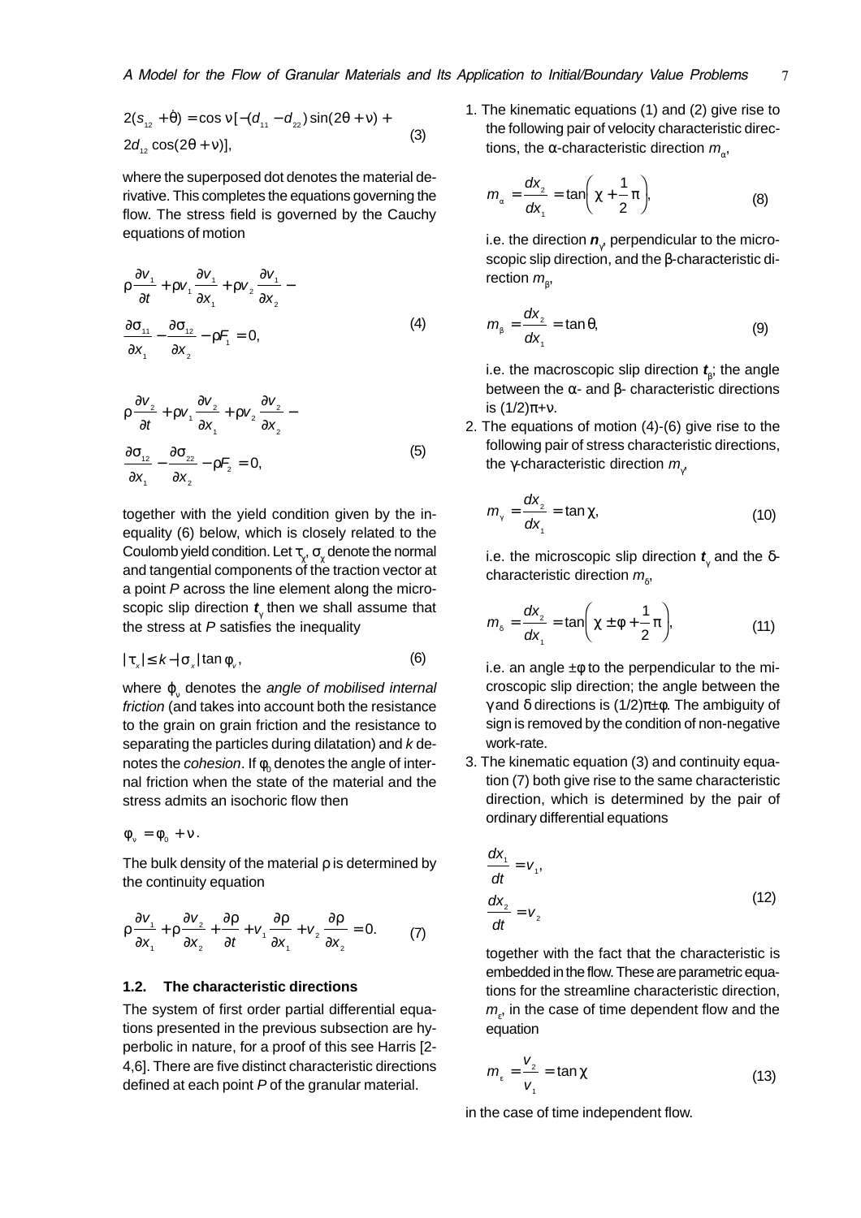$$2(s_{12} + \dot{\theta}) = \cos \nu [-(d_{11} - d_{22}) \sin(2\theta + \nu) + 2d_{12} \cos(2\theta + \nu)], \tag{3}$$

where the superposed dot denotes the material derivative. This completes the equations governing the flow. The stress field is governed by the Cauchy equations of motion

$$\rho \frac{\partial v_1}{\partial t} + \rho v_1 \frac{\partial v_1}{\partial x_1} + \rho v_2 \frac{\partial v_1}{\partial x_2} - \frac{\partial \sigma_{11}}{\partial x_1} - \frac{\partial \sigma_{12}}{\partial x_2} - \rho F_1 = 0, \tag{4}$$

$$\rho \frac{\partial v_2}{\partial t} + \rho v_1 \frac{\partial v_2}{\partial x_1} + \rho v_2 \frac{\partial v_2}{\partial x_2} - \frac{\partial \sigma_{12}}{\partial x_1} - \frac{\partial \sigma_{22}}{\partial x_2} - \rho F_2 = 0, \tag{5}$$

together with the yield condition given by the inequality (6) below, which is closely related to the Coulomb yield condition. Let $\tau_\chi$, $\sigma_\chi$ denote the normal and tangential components of the traction vector at a point $P$ across the line element along the microscopic slip direction $\boldsymbol{t}_\gamma$ then we shall assume that the stress at $P$ satisfies the inequality

$$|\tau_x| \leq k - |\sigma_x| \tan \varphi_v, \tag{6}$$

where $\varphi_v$ denotes the *angle of mobilised internal friction* (and takes into account both the resistance to the grain on grain friction and the resistance to separating the particles during dilatation) and $k$ denotes the *cohesion*. If $\varphi_0$ denotes the angle of internal friction when the state of the material and the stress admits an isochoric flow then

$$\varphi_v = \varphi_0 + \nu.$$

The bulk density of the material $\rho$ is determined by the continuity equation

$$\rho \frac{\partial v_1}{\partial x_1} + \rho \frac{\partial v_2}{\partial x_2} + \frac{\partial \rho}{\partial t} + v_1 \frac{\partial \rho}{\partial x_1} + v_2 \frac{\partial \rho}{\partial x_2} = 0. \tag{7}$$

### 1.2. The characteristic directions

The system of first order partial differential equations presented in the previous subsection are hyperbolic in nature, for a proof of this see Harris [2-4,6]. There are five distinct characteristic directions defined at each point $P$ of the granular material.

1. The kinematic equations (1) and (2) give rise to the following pair of velocity characteristic directions, the α-characteristic direction $m_\alpha$,

$$m_\alpha = \frac{dx_2}{dx_1} = \tan\left(\chi + \frac{1}{2}\pi\right), \tag{8}$$

   i.e. the direction $\boldsymbol{n}_\gamma$, perpendicular to the microscopic slip direction, and the β-characteristic direction $m_\beta$,

$$m_\beta = \frac{dx_2}{dx_1} = \tan\theta, \tag{9}$$

   i.e. the macroscopic slip direction $\boldsymbol{t}_\beta$; the angle between the α- and β- characteristic directions is $(1/2)\pi+\nu$.

2. The equations of motion (4)-(6) give rise to the following pair of stress characteristic directions, the γ-characteristic direction $m_\gamma$,

$$m_\gamma = \frac{dx_2}{dx_1} = \tan\chi, \tag{10}$$

   i.e. the microscopic slip direction $\boldsymbol{t}_\gamma$ and the δ-characteristic direction $m_\delta$,

$$m_\delta = \frac{dx_2}{dx_1} = \tan\left(\chi \pm \varphi + \frac{1}{2}\pi\right), \tag{11}$$

   i.e. an angle $\pm\varphi$ to the perpendicular to the microscopic slip direction; the angle between the γ and δ directions is $(1/2)\pi\pm\varphi$. The ambiguity of sign is removed by the condition of non-negative work-rate.

3. The kinematic equation (3) and continuity equation (7) both give rise to the same characteristic direction, which is determined by the pair of ordinary differential equations

$$\frac{dx_1}{dt} = v_1, \qquad \frac{dx_2}{dt} = v_2 \tag{12}$$

   together with the fact that the characteristic is embedded in the flow. These are parametric equations for the streamline characteristic direction, $m_\varepsilon$, in the case of time dependent flow and the equation

$$m_\varepsilon = \frac{v_2}{v_1} = \tan\chi \tag{13}$$

in the case of time independent flow.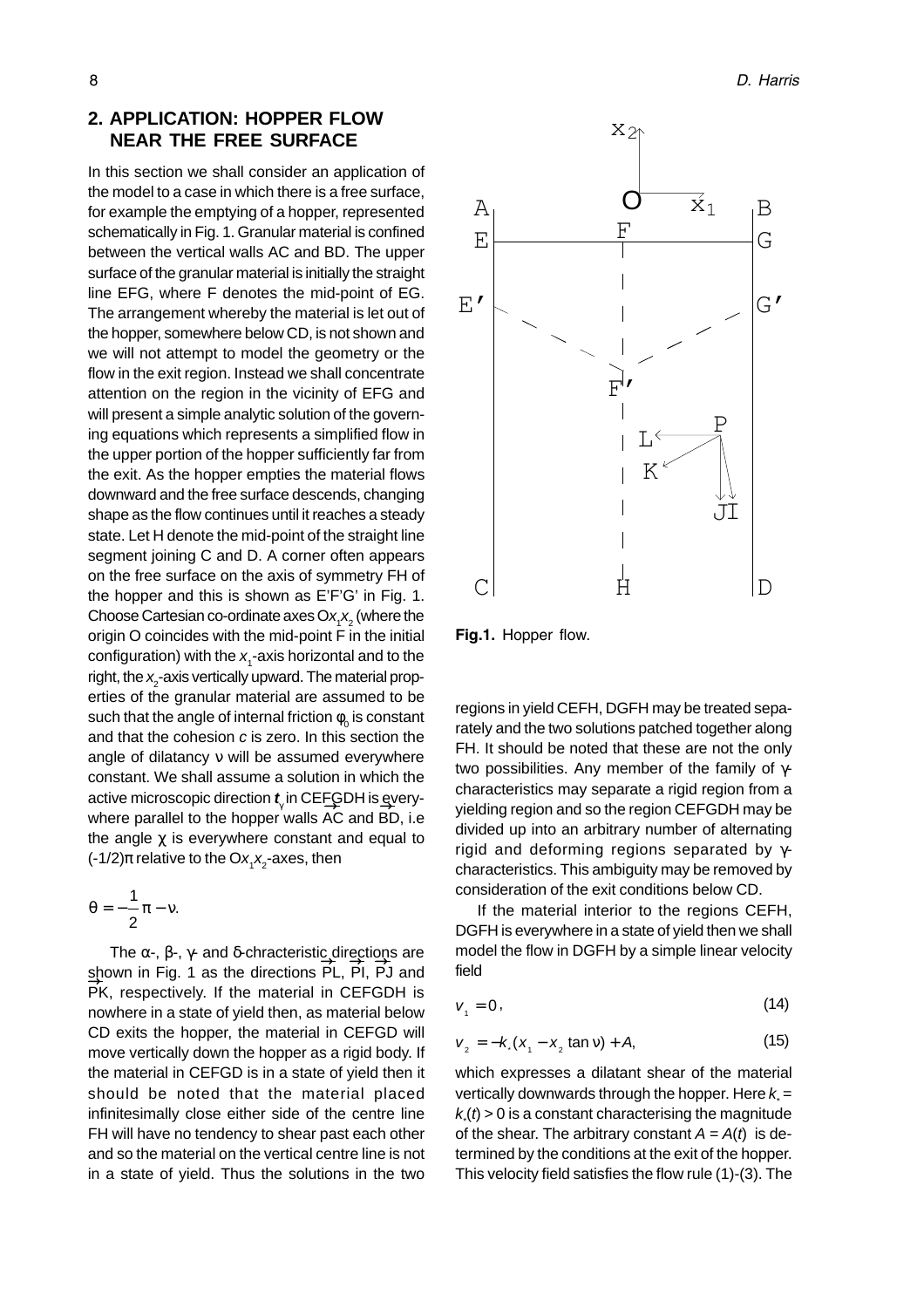## 2. APPLICATION: HOPPER FLOW NEAR THE FREE SURFACE

In this section we shall consider an application of the model to a case in which there is a free surface, for example the emptying of a hopper, represented schematically in Fig. 1. Granular material is confined between the vertical walls AC and BD. The upper surface of the granular material is initially the straight line EFG, where F denotes the mid-point of EG. The arrangement whereby the material is let out of the hopper, somewhere below CD, is not shown and we will not attempt to model the geometry or the flow in the exit region. Instead we shall concentrate attention on the region in the vicinity of EFG and will present a simple analytic solution of the governing equations which represents a simplified flow in the upper portion of the hopper sufficiently far from the exit. As the hopper empties the material flows downward and the free surface descends, changing shape as the flow continues until it reaches a steady state. Let H denote the mid-point of the straight line segment joining C and D. A corner often appears on the free surface on the axis of symmetry FH of the hopper and this is shown as E'F'G' in Fig. 1. Choose Cartesian co-ordinate axes $Ox_1x_2$ (where the origin O coincides with the mid-point F in the initial configuration) with the $x_1$-axis horizontal and to the right, the $x_2$-axis vertically upward. The material properties of the granular material are assumed to be such that the angle of internal friction $\varphi_0$ is constant and that the cohesion $c$ is zero. In this section the angle of dilatancy $\nu$ will be assumed everywhere constant. We shall assume a solution in which the active microscopic direction $\boldsymbol{t}_\gamma$ in CEFGDH is everywhere parallel to the hopper walls $\overrightarrow{AC}$ and $\overrightarrow{BD}$, i.e the angle $\chi$ is everywhere constant and equal to $(-1/2)\pi$ relative to the $Ox_1x_2$-axes, then

$$\theta = -\frac{1}{2}\pi - \nu.$$

The $\alpha$-, $\beta$-, $\gamma$- and $\delta$-chracteristic directions are shown in Fig. 1 as the directions $\overrightarrow{PL}$, $\overrightarrow{PI}$, $\overrightarrow{PJ}$ and $\overrightarrow{PK}$, respectively. If the material in CEFGDH is nowhere in a state of yield then, as material below CD exits the hopper, the material in CEFGD will move vertically down the hopper as a rigid body. If the material in CEFGD is in a state of yield then it should be noted that the material placed infinitesimally close either side of the centre line FH will have no tendency to shear past each other and so the material on the vertical centre line is not in a state of yield. Thus the solutions in the two regions in yield CEFH, DGFH may be treated separately and the two solutions patched together along FH. It should be noted that these are not the only two possibilities. Any member of the family of $\gamma$-characteristics may separate a rigid region from a yielding region and so the region CEFGDH may be divided up into an arbitrary number of alternating rigid and deforming regions separated by $\gamma$-characteristics. This ambiguity may be removed by consideration of the exit conditions below CD.

If the material interior to the regions CEFH, DGFH is everywhere in a state of yield then we shall model the flow in DGFH by a simple linear velocity field

$$v_1 = 0, \tag{14}$$

$$v_2 = -k_*(x_1 - x_2 \tan \nu) + A, \tag{15}$$

which expresses a dilatant shear of the material vertically downwards through the hopper. Here $k_* = k_*(t) > 0$ is a constant characterising the magnitude of the shear. The arbitrary constant $A = A(t)$ is determined by the conditions at the exit of the hopper. This velocity field satisfies the flow rule (1)-(3). The

**Fig.1.** Hopper flow.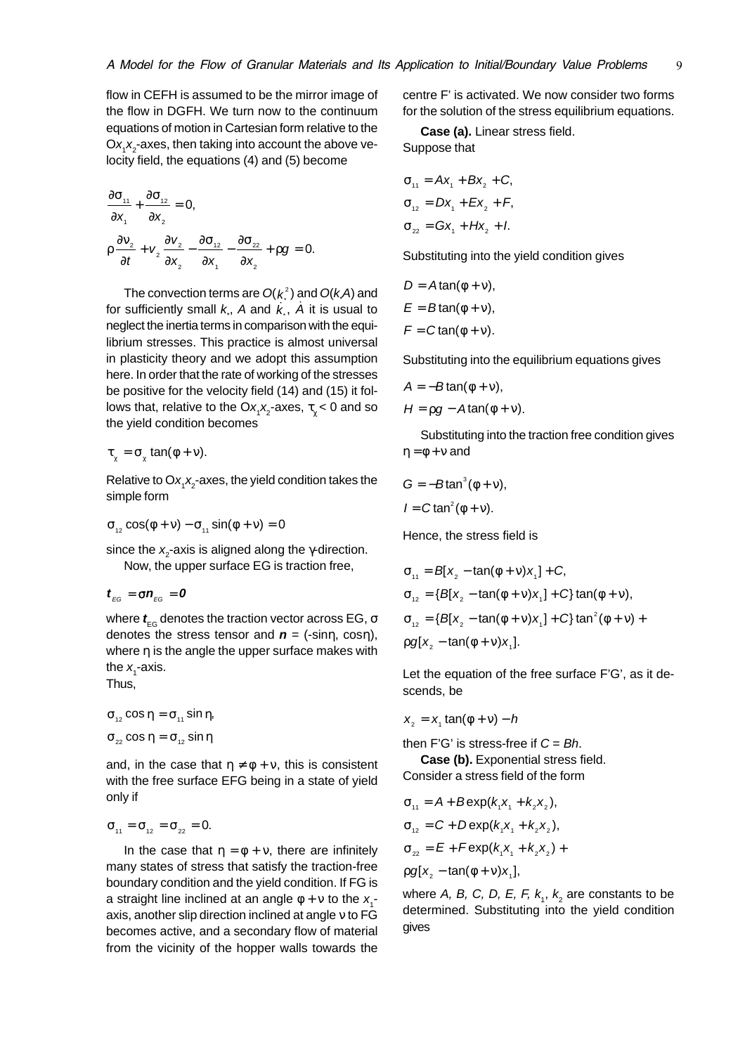flow in CEFH is assumed to be the mirror image of the flow in DGFH. We turn now to the continuum equations of motion in Cartesian form relative to the $Ox_1x_2$-axes, then taking into account the above velocity field, the equations (4) and (5) become

$$\frac{\partial \sigma_{11}}{\partial x_1} + \frac{\partial \sigma_{12}}{\partial x_2} = 0,$$

$$\rho \frac{\partial v_2}{\partial t} + v_2 \frac{\partial v_2}{\partial x_2} - \frac{\partial \sigma_{12}}{\partial x_1} - \frac{\partial \sigma_{22}}{\partial x_2} + \rho g = 0.$$

The convection terms are $O(k_*^2)$ and $O(k, A)$ and for sufficiently small $k_*$, $A$ and $\dot{k}_*$, $\dot{A}$ it is usual to neglect the inertia terms in comparison with the equilibrium stresses. This practice is almost universal in plasticity theory and we adopt this assumption here. In order that the rate of working of the stresses be positive for the velocity field (14) and (15) it follows that, relative to the $Ox_1x_2$-axes, $\tau_\chi < 0$ and so the yield condition becomes

$$\tau_\chi = \sigma_\chi \tan(\phi + \nu).$$

Relative to $Ox_1x_2$-axes, the yield condition takes the simple form

$$\sigma_{12} \cos(\phi + \nu) - \sigma_{11} \sin(\phi + \nu) = 0$$

since the $x_2$-axis is aligned along the γ-direction.

Now, the upper surface EG is traction free,

$$\boldsymbol{t}_{EG} = \sigma \boldsymbol{n}_{EG} = \boldsymbol{0}$$

where $\boldsymbol{t}_{EG}$ denotes the traction vector across EG, σ denotes the stress tensor and $\boldsymbol{n}$ = (-sinη, cosη), where η is the angle the upper surface makes with the $x_1$-axis.

Thus,

$$\sigma_{12} \cos \eta = \sigma_{11} \sin \eta,$$

$$\sigma_{22} \cos \eta = \sigma_{12} \sin \eta$$

and, in the case that $\eta \neq \phi + \nu$, this is consistent with the free surface EFG being in a state of yield only if

$$\sigma_{11} = \sigma_{12} = \sigma_{22} = 0.$$

In the case that $\eta = \phi + \nu$, there are infinitely many states of stress that satisfy the traction-free boundary condition and the yield condition. If FG is a straight line inclined at an angle $\phi + \nu$ to the $x_1$-axis, another slip direction inclined at angle ν to FG becomes active, and a secondary flow of material from the vicinity of the hopper walls towards the centre F' is activated. We now consider two forms for the solution of the stress equilibrium equations.

**Case (a).** Linear stress field.

Suppose that

$$\sigma_{11} = Ax_1 + Bx_2 + C,$$

$$\sigma_{12} = Dx_1 + Ex_2 + F,$$

$$\sigma_{22} = Gx_1 + Hx_2 + I.$$

Substituting into the yield condition gives

$$D = A \tan(\phi + \nu),$$

$$E = B \tan(\phi + \nu),$$

$$F = C \tan(\phi + \nu).$$

Substituting into the equilibrium equations gives

$$A = -B \tan(\phi + \nu),$$

$$H = \rho g - A \tan(\phi + \nu).$$

Substituting into the traction free condition gives $\eta = \phi + \nu$ and

$$G = -B \tan^3(\phi + \nu),$$

$$I = C \tan^2(\phi + \nu).$$

Hence, the stress field is

$$\sigma_{11} = B[x_2 - \tan(\phi + \nu)x_1] + C,$$

$$\sigma_{12} = \{B[x_2 - \tan(\phi + \nu)x_1] + C\} \tan(\phi + \nu),$$

$$\sigma_{12} = \{B[x_2 - \tan(\phi + \nu)x_1] + C\} \tan^2(\phi + \nu) + \rho g[x_2 - \tan(\phi + \nu)x_1].$$

Let the equation of the free surface F'G', as it descends, be

$$x_2 = x_1 \tan(\phi + \nu) - h$$

then F'G' is stress-free if $C = Bh$.

**Case (b).** Exponential stress field.

Consider a stress field of the form

$$\sigma_{11} = A + B \exp(k_1 x_1 + k_2 x_2),$$

$$\sigma_{12} = C + D \exp(k_1 x_1 + k_2 x_2),$$

$$\sigma_{22} = E + F \exp(k_1 x_1 + k_2 x_2) + \rho g[x_2 - \tan(\phi + \nu)x_1],$$

where $A$, $B$, $C$, $D$, $E$, $F$, $k_1$, $k_2$ are constants to be determined. Substituting into the yield condition gives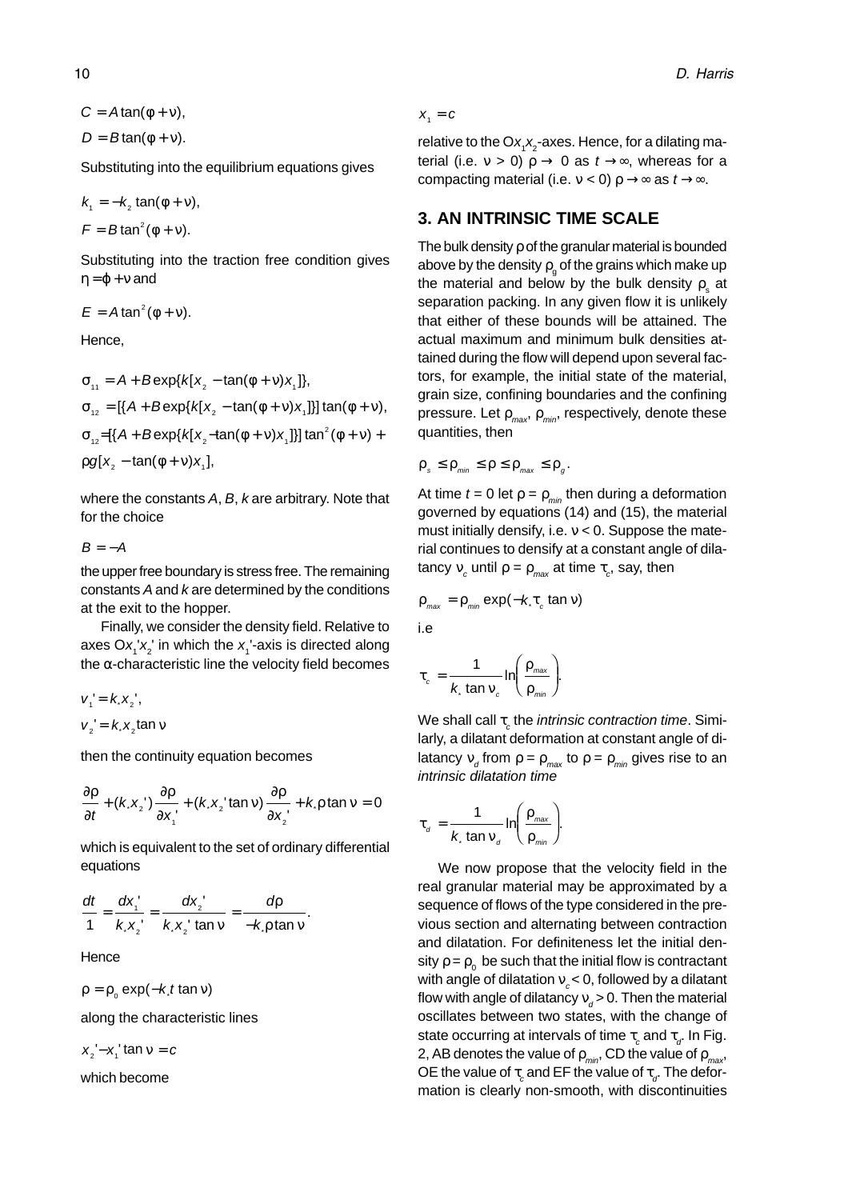$$C = A\tan(\phi + \nu),$$

$$D = B\tan(\phi + \nu).$$

Substituting into the equilibrium equations gives

$$k_1 = -k_2 \tan(\phi + \nu),$$

$$F = B\tan^2(\phi + \nu).$$

Substituting into the traction free condition gives $\eta = \varphi + \nu$ and

$$E = A\tan^2(\phi + \nu).$$

Hence,

$$\sigma_{11} = A + B\exp\{k[x_2 - \tan(\phi + \nu)x_1]\},$$

$$\sigma_{12} = [\{A + B\exp\{k[x_2 - \tan(\phi + \nu)x_1]\}]\tan(\phi + \nu),$$

$$\sigma_{12} = [\{A + B\exp\{k[x_2 - \tan(\phi + \nu)x_1]\}]\tan^2(\phi + \nu) + \rho g[x_2 - \tan(\phi + \nu)x_1],$$

where the constants $A$, $B$, $k$ are arbitrary. Note that for the choice

$$B = -A$$

the upper free boundary is stress free. The remaining constants $A$ and $k$ are determined by the conditions at the exit to the hopper.

Finally, we consider the density field. Relative to axes $Ox_1'x_2'$ in which the $x_1'$-axis is directed along the $\alpha$-characteristic line the velocity field becomes

$$v_1' = k_* x_2',$$

$$v_2' = k_* x_2 \tan\nu$$

then the continuity equation becomes

$$\frac{\partial \rho}{\partial t} + (k_* x_2')\frac{\partial \rho}{\partial x_1'} + (k_* x_2' \tan\nu)\frac{\partial \rho}{\partial x_2'} + k_* \rho \tan\nu = 0$$

which is equivalent to the set of ordinary differential equations

$$\frac{dt}{1} = \frac{dx_1'}{k_* x_2'} = \frac{dx_2'}{k_* x_2' \tan\nu} = \frac{d\rho}{-k_* \rho \tan\nu}.$$

Hence

$$\rho = \rho_0 \exp(-k_* t \tan\nu)$$

along the characteristic lines

$$x_2' - x_1' \tan\nu = c$$

which become

$$x_1 = c$$

relative to the $Ox_1x_2$-axes. Hence, for a dilating material (i.e. $\nu > 0$) $\rho \to 0$ as $t \to \infty$, whereas for a compacting material (i.e. $\nu < 0$) $\rho \to \infty$ as $t \to \infty$.

## 3. AN INTRINSIC TIME SCALE

The bulk density $\rho$ of the granular material is bounded above by the density $\rho_g$ of the grains which make up the material and below by the bulk density $\rho_s$ at separation packing. In any given flow it is unlikely that either of these bounds will be attained. The actual maximum and minimum bulk densities attained during the flow will depend upon several factors, for example, the initial state of the material, grain size, confining boundaries and the confining pressure. Let $\rho_{max}$, $\rho_{min}$, respectively, denote these quantities, then

$$\rho_s \le \rho_{min} \le \rho \le \rho_{max} \le \rho_g.$$

At time $t = 0$ let $\rho = \rho_{min}$ then during a deformation governed by equations (14) and (15), the material must initially densify, i.e. $\nu < 0$. Suppose the material continues to densify at a constant angle of dilatancy $\nu_c$ until $\rho = \rho_{max}$ at time $\tau_c$, say, then

$$\rho_{max} = \rho_{min} \exp(-k_* \tau_c \tan\nu)$$

i.e

$$\tau_c = \frac{1}{k_* \tan\nu_c} \ln\left(\frac{\rho_{max}}{\rho_{min}}\right).$$

We shall call $\tau_c$ the *intrinsic contraction time*. Similarly, a dilatant deformation at constant angle of dilatancy $\nu_d$ from $\rho = \rho_{max}$ to $\rho = \rho_{min}$ gives rise to an *intrinsic dilatation time*

$$\tau_d = \frac{1}{k_* \tan\nu_d} \ln\left(\frac{\rho_{max}}{\rho_{min}}\right).$$

We now propose that the velocity field in the real granular material may be approximated by a sequence of flows of the type considered in the previous section and alternating between contraction and dilatation. For definiteness let the initial density $\rho = \rho_0$ be such that the initial flow is contractant with angle of dilatation $\nu_c < 0$, followed by a dilatant flow with angle of dilatancy $\nu_d > 0$. Then the material oscillates between two states, with the change of state occurring at intervals of time $\tau_c$ and $\tau_d$. In Fig. 2, AB denotes the value of $\rho_{min}$, CD the value of $\rho_{max}$, OE the value of $\tau_c$ and EF the value of $\tau_d$. The deformation is clearly non-smooth, with discontinuities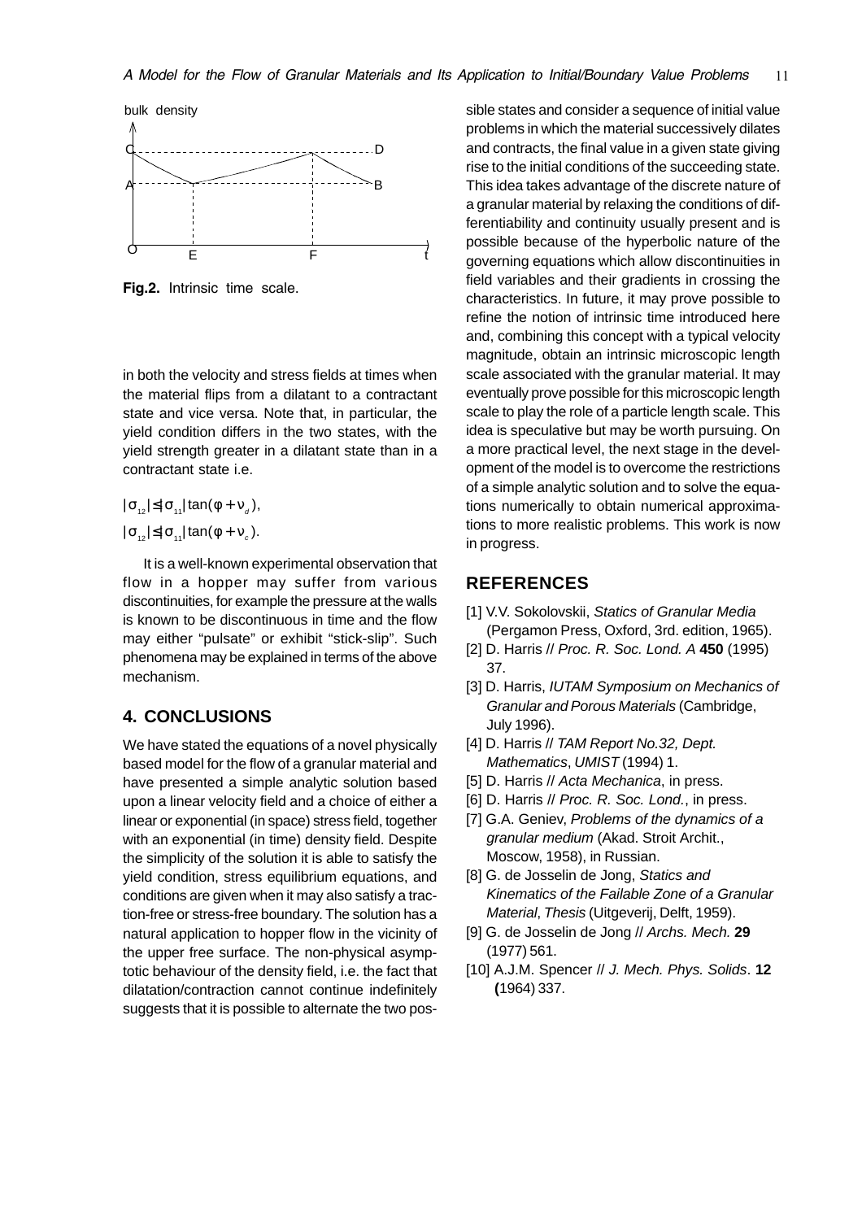bulk density

C D

A B

O E F t

**Fig.2.** Intrinsic time scale.

in both the velocity and stress fields at times when the material flips from a dilatant to a contractant state and vice versa. Note that, in particular, the yield condition differs in the two states, with the yield strength greater in a dilatant state than in a contractant state i.e.

$$|\sigma_{12}| \le |\sigma_{11}| \tan(\phi + \nu_d),$$

$$|\sigma_{12}| \le |\sigma_{11}| \tan(\phi + \nu_c).$$

It is a well-known experimental observation that flow in a hopper may suffer from various discontinuities, for example the pressure at the walls is known to be discontinuous in time and the flow may either "pulsate" or exhibit "stick-slip". Such phenomena may be explained in terms of the above mechanism.

## 4. CONCLUSIONS

We have stated the equations of a novel physically based model for the flow of a granular material and have presented a simple analytic solution based upon a linear velocity field and a choice of either a linear or exponential (in space) stress field, together with an exponential (in time) density field. Despite the simplicity of the solution it is able to satisfy the yield condition, stress equilibrium equations, and conditions are given when it may also satisfy a traction-free or stress-free boundary. The solution has a natural application to hopper flow in the vicinity of the upper free surface. The non-physical asymptotic behaviour of the density field, i.e. the fact that dilatation/contraction cannot continue indefinitely suggests that it is possible to alternate the two possible states and consider a sequence of initial value problems in which the material successively dilates and contracts, the final value in a given state giving rise to the initial conditions of the succeeding state. This idea takes advantage of the discrete nature of a granular material by relaxing the conditions of differentiability and continuity usually present and is possible because of the hyperbolic nature of the governing equations which allow discontinuities in field variables and their gradients in crossing the characteristics. In future, it may prove possible to refine the notion of intrinsic time introduced here and, combining this concept with a typical velocity magnitude, obtain an intrinsic microscopic length scale associated with the granular material. It may eventually prove possible for this microscopic length scale to play the role of a particle length scale. This idea is speculative but may be worth pursuing. On a more practical level, the next stage in the development of the model is to overcome the restrictions of a simple analytic solution and to solve the equations numerically to obtain numerical approximations to more realistic problems. This work is now in progress.

## REFERENCES

[1] V.V. Sokolovskii, *Statics of Granular Media* (Pergamon Press, Oxford, 3rd. edition, 1965).

[2] D. Harris // *Proc. R. Soc. Lond. A* **450** (1995) 37.

[3] D. Harris, *IUTAM Symposium on Mechanics of Granular and Porous Materials* (Cambridge, July 1996).

[4] D. Harris // *TAM Report No.32, Dept. Mathematics*, *UMIST* (1994) 1.

[5] D. Harris // *Acta Mechanica*, in press.

[6] D. Harris // *Proc. R. Soc. Lond.*, in press.

[7] G.A. Geniev, *Problems of the dynamics of a granular medium* (Akad. Stroit Archit., Moscow, 1958), in Russian.

[8] G. de Josselin de Jong, *Statics and Kinematics of the Failable Zone of a Granular Material*, *Thesis* (Uitgeverij, Delft, 1959).

[9] G. de Josselin de Jong // *Archs. Mech.* **29** (1977) 561.

[10] A.J.M. Spencer // *J. Mech. Phys. Solids*. **12 (**1964) 337.